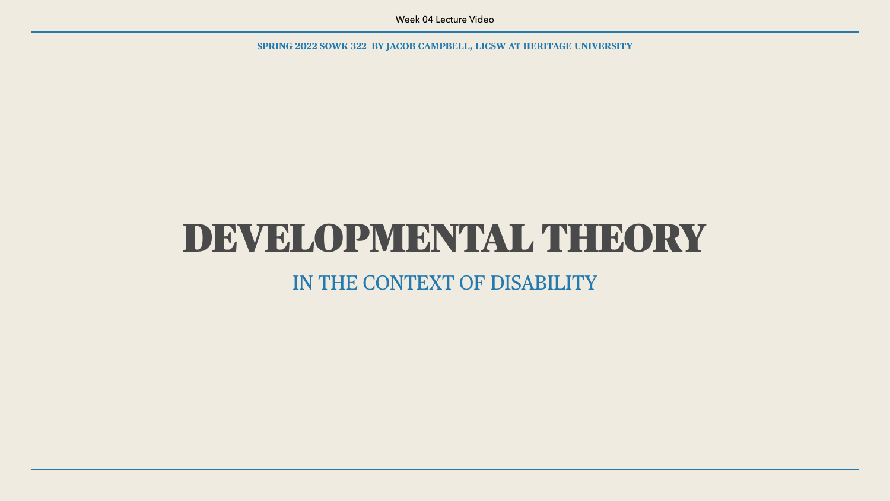Week 04 Lecture Video

**SPRING 2022 SOWK 322 BY JACOB CAMPBELL, LICSW AT HERITAGE UNIVERSITY**

# DEVELOPMENTAL THEORY

## IN THE CONTEXT OF DISABILITY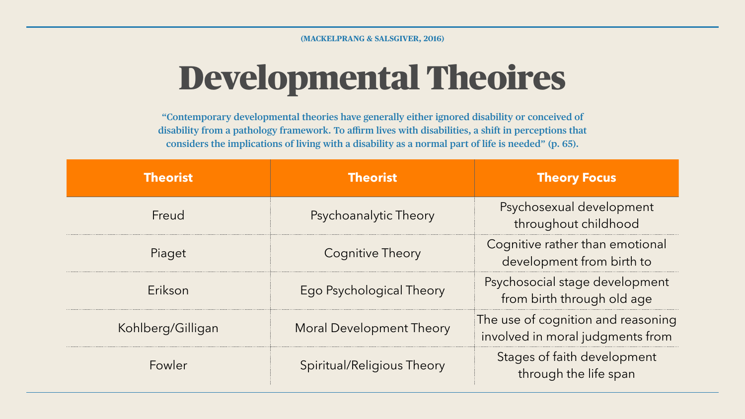(MACKELPRANG & SALSGIVER, 2016)

# Developmental Theoires

"Contemporary developmental theories have generally either ignored disability or conceived of disability from a pathology framework. To affirm lives with disabilities, a shift in perceptions that considers the implications of living with a disability as a normal part of life is needed" (p. 65).

| Theorist | Theorist | Theory Focus |
|---|---|---|
| Freud | Psychoanalytic Theory | Psychosexual development throughout childhood |
| Piaget | Cognitive Theory | Cognitive rather than emotional development from birth to |
| Erikson | Ego Psychological Theory | Psychosocial stage development from birth through old age |
| Kohlberg/Gilligan | Moral Development Theory | The use of cognition and reasoning involved in moral judgments from |
| Fowler | Spiritual/Religious Theory | Stages of faith development through the life span |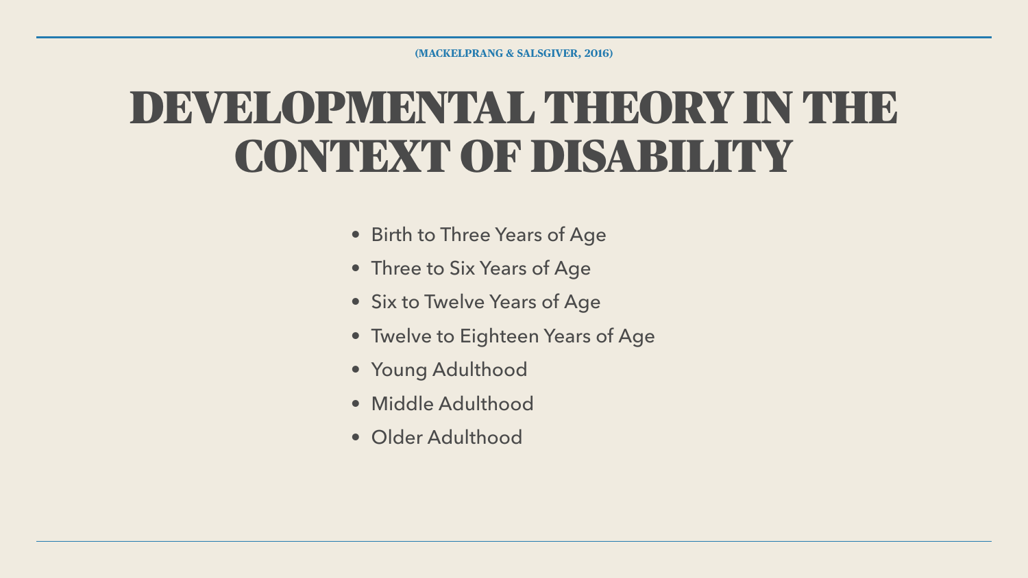(MACKELPRANG & SALSGIVER, 2016)

# DEVELOPMENTAL THEORY IN THE CONTEXT OF DISABILITY

- Birth to Three Years of Age
- Three to Six Years of Age
- Six to Twelve Years of Age
- Twelve to Eighteen Years of Age
- Young Adulthood
- Middle Adulthood
- Older Adulthood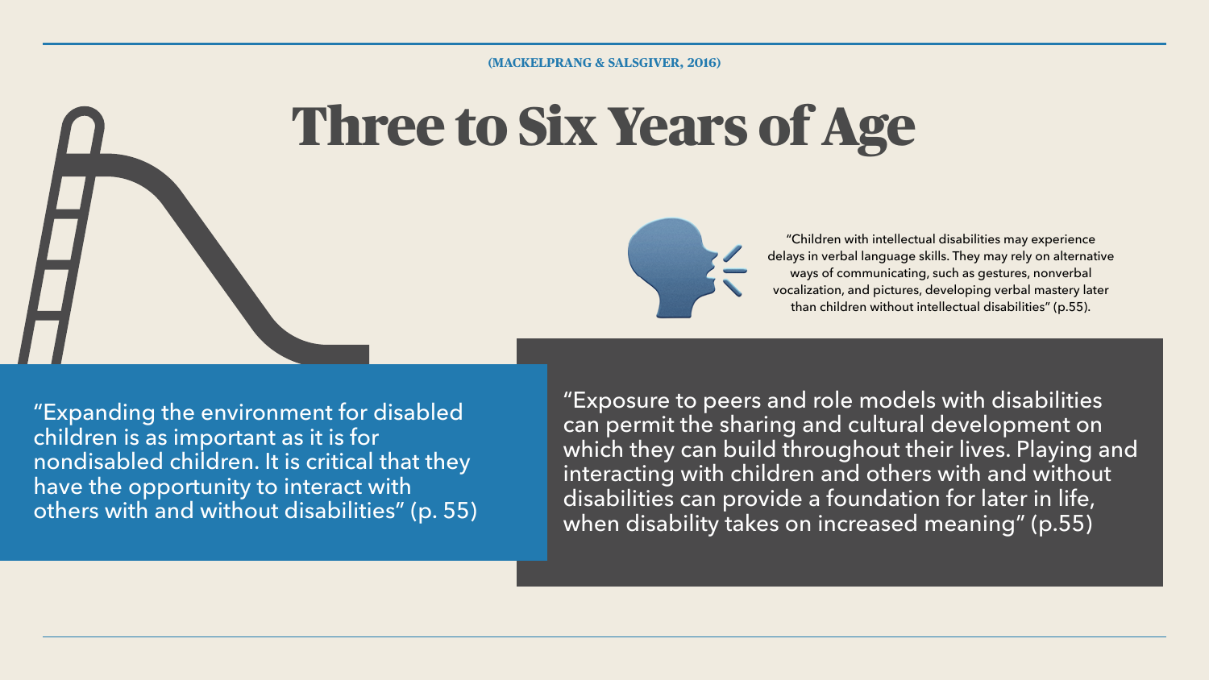(MACKELPRANG & SALSGIVER, 2016)

# Three to Six Years of Age

"Children with intellectual disabilities may experience delays in verbal language skills. They may rely on alternative ways of communicating, such as gestures, nonverbal vocalization, and pictures, developing verbal mastery later than children without intellectual disabilities" (p.55).

"Expanding the environment for disabled children is as important as it is for nondisabled children. It is critical that they have the opportunity to interact with others with and without disabilities" (p. 55)

"Exposure to peers and role models with disabilities can permit the sharing and cultural development on which they can build throughout their lives. Playing and interacting with children and others with and without disabilities can provide a foundation for later in life, when disability takes on increased meaning" (p.55)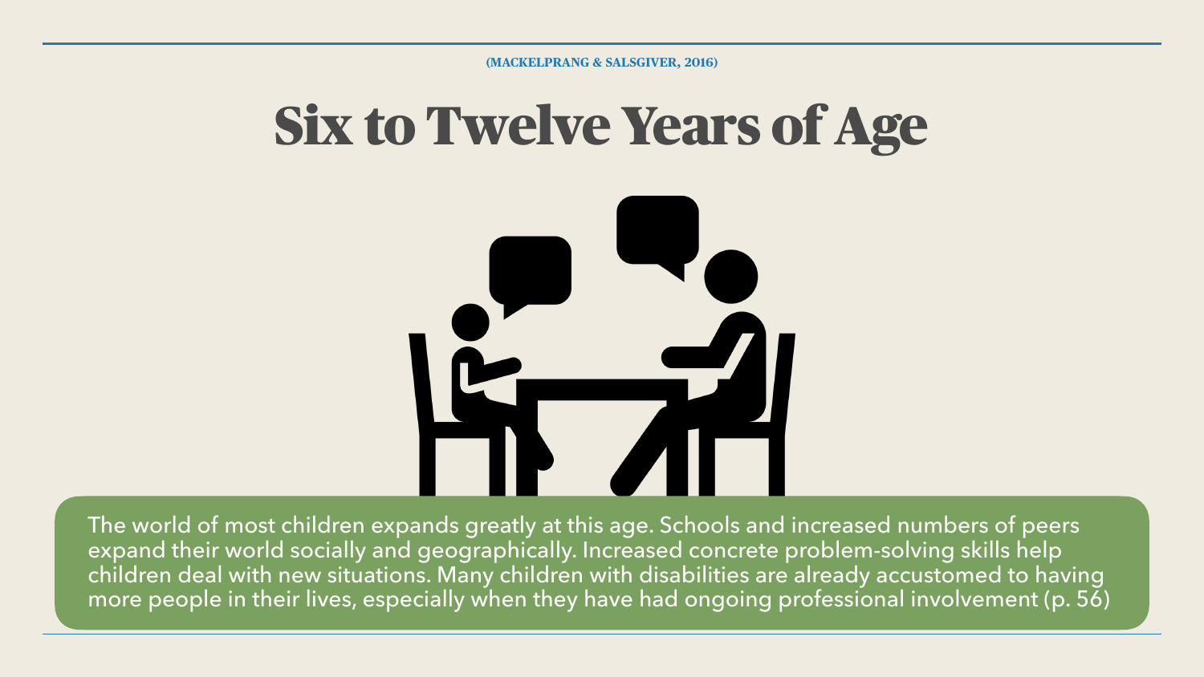(MACKELPRANG & SALSGIVER, 2016)

# Six to Twelve Years of Age

The world of most children expands greatly at this age. Schools and increased numbers of peers expand their world socially and geographically. Increased concrete problem-solving skills help children deal with new situations. Many children with disabilities are already accustomed to having more people in their lives, especially when they have had ongoing professional involvement (p. 56)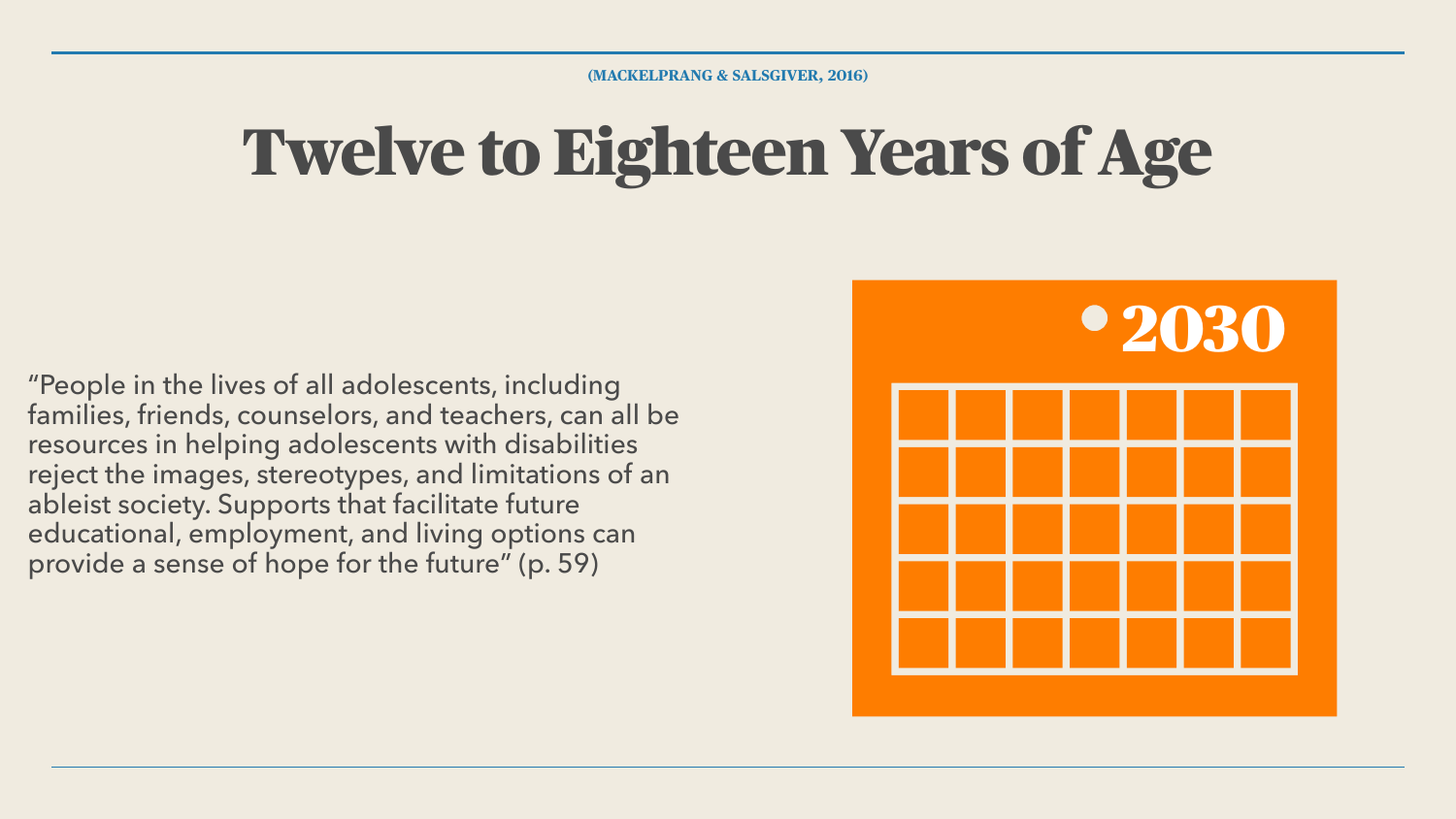(MACKELPRANG & SALSGIVER, 2016)

# Twelve to Eighteen Years of Age

"People in the lives of all adolescents, including families, friends, counselors, and teachers, can all be resources in helping adolescents with disabilities reject the images, stereotypes, and limitations of an ableist society. Supports that facilitate future educational, employment, and living options can provide a sense of hope for the future" (p. 59)

2030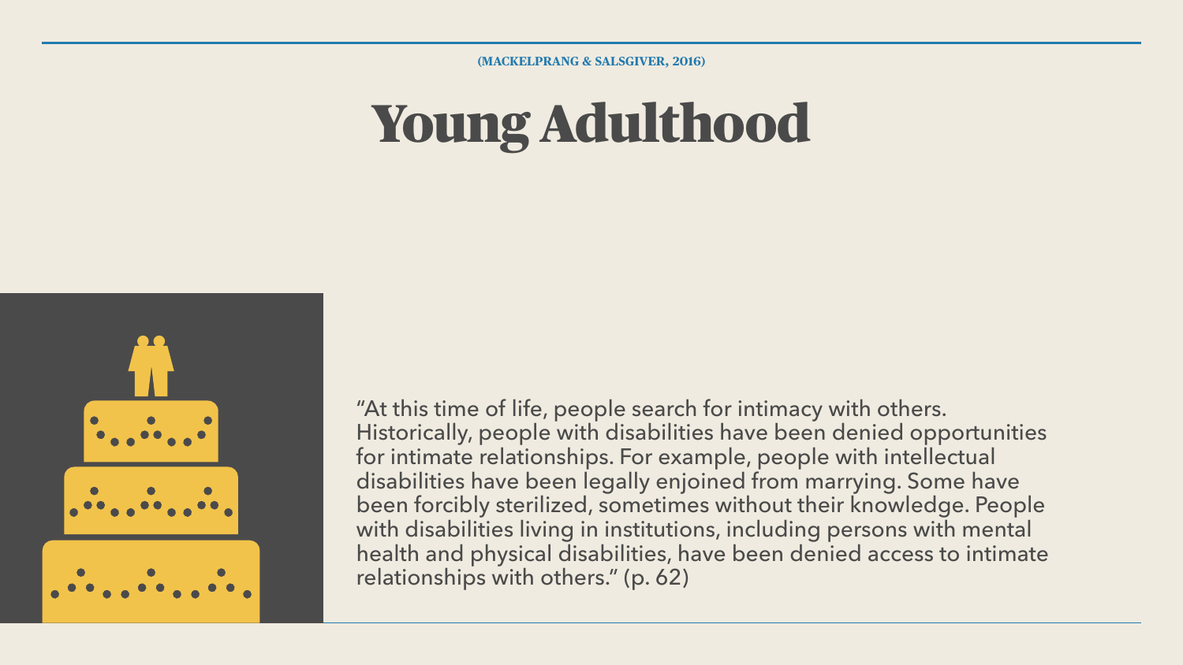(MACKELPRANG & SALSGIVER, 2016)

# Young Adulthood

"At this time of life, people search for intimacy with others. Historically, people with disabilities have been denied opportunities for intimate relationships. For example, people with intellectual disabilities have been legally enjoined from marrying. Some have been forcibly sterilized, sometimes without their knowledge. People with disabilities living in institutions, including persons with mental health and physical disabilities, have been denied access to intimate relationships with others." (p. 62)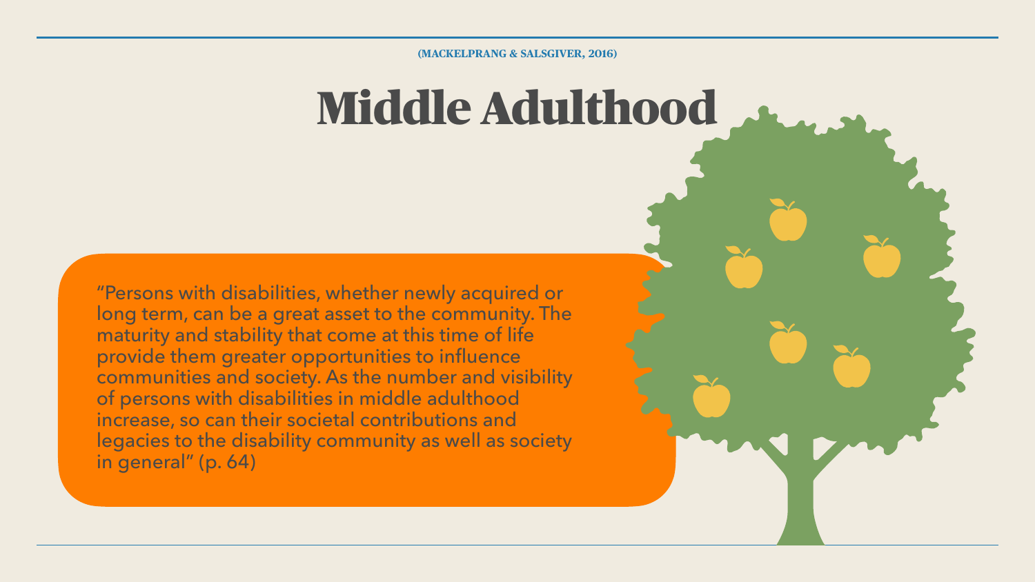(MACKELPRANG & SALSGIVER, 2016)

# Middle Adulthood

"Persons with disabilities, whether newly acquired or long term, can be a great asset to the community. The maturity and stability that come at this time of life provide them greater opportunities to influence communities and society. As the number and visibility of persons with disabilities in middle adulthood increase, so can their societal contributions and legacies to the disability community as well as society in general" (p. 64)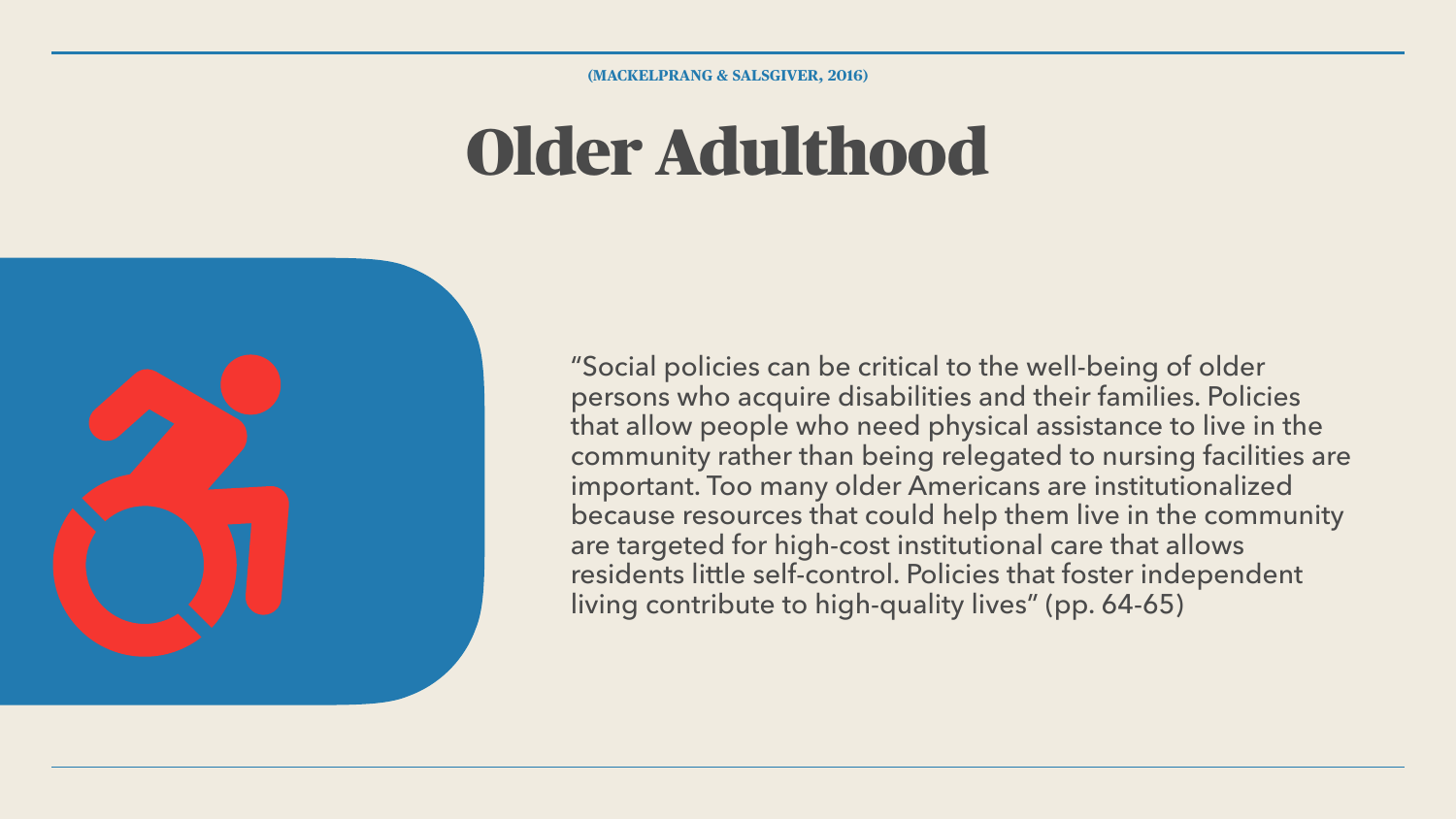(MACKELPRANG & SALSGIVER, 2016)

# Older Adulthood

"Social policies can be critical to the well-being of older persons who acquire disabilities and their families. Policies that allow people who need physical assistance to live in the community rather than being relegated to nursing facilities are important. Too many older Americans are institutionalized because resources that could help them live in the community are targeted for high-cost institutional care that allows residents little self-control. Policies that foster independent living contribute to high-quality lives" (pp. 64-65)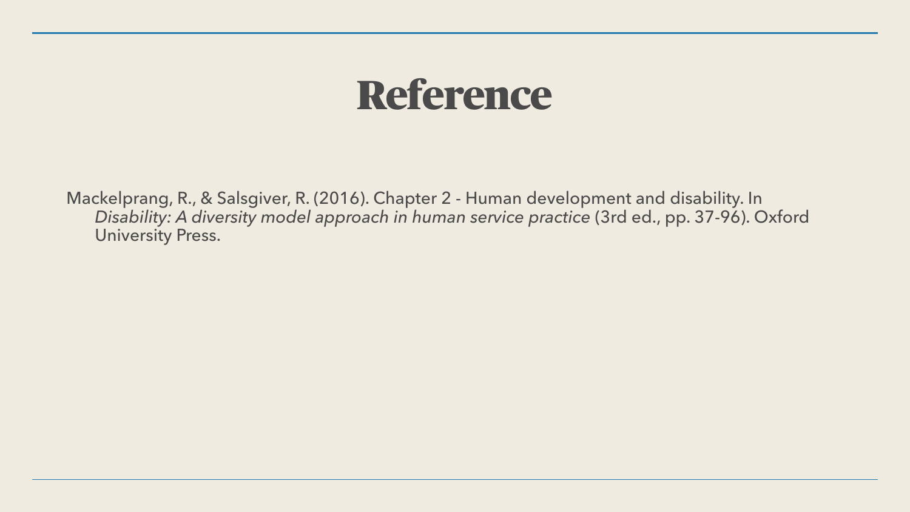# Reference

Mackelprang, R., & Salsgiver, R. (2016). Chapter 2 - Human development and disability. In *Disability: A diversity model approach in human service practice* (3rd ed., pp. 37-96). Oxford University Press.